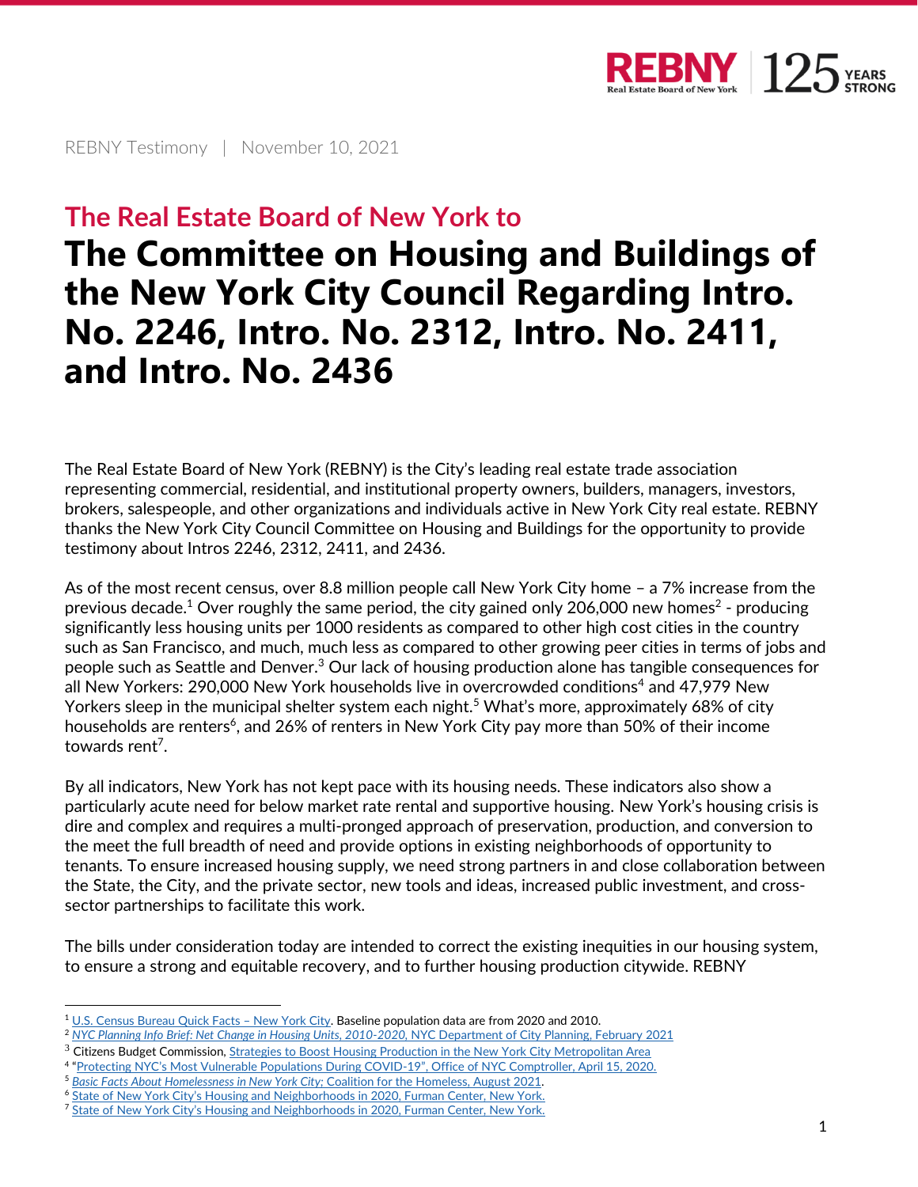REBNY Testimony | November 10, 2021

## The Real Estate Board of New York to

# The Committee on Housing and Buildings of the New York City Council Regarding Intro. No. 2246, Intro. No. 2312, Intro. No. 2411, and Intro. No. 2436

The Real Estate Board of New York (REBNY) is the City's leading real estate trade association representing commercial, residential, and institutional property owners, builders, managers, investors, brokers, salespeople, and other organizations and individuals active in New York City real estate. REBNY thanks the New York City Council Committee on Housing and Buildings for the opportunity to provide testimony about Intros 2246, 2312, 2411, and 2436.

As of the most recent census, over 8.8 million people call New York City home – a 7% increase from the previous decade.[1] Over roughly the same period, the city gained only 206,000 new homes[2] - producing significantly less housing units per 1000 residents as compared to other high cost cities in the country such as San Francisco, and much, much less as compared to other growing peer cities in terms of jobs and people such as Seattle and Denver.[3] Our lack of housing production alone has tangible consequences for all New Yorkers: 290,000 New York households live in overcrowded conditions[4] and 47,979 New Yorkers sleep in the municipal shelter system each night.[5] What's more, approximately 68% of city households are renters[6], and 26% of renters in New York City pay more than 50% of their income towards rent[7].

By all indicators, New York has not kept pace with its housing needs. These indicators also show a particularly acute need for below market rate rental and supportive housing. New York's housing crisis is dire and complex and requires a multi-pronged approach of preservation, production, and conversion to the meet the full breadth of need and provide options in existing neighborhoods of opportunity to tenants. To ensure increased housing supply, we need strong partners in and close collaboration between the State, the City, and the private sector, new tools and ideas, increased public investment, and cross-sector partnerships to facilitate this work.

The bills under consideration today are intended to correct the existing inequities in our housing system, to ensure a strong and equitable recovery, and to further housing production citywide. REBNY

---

[1] U.S. Census Bureau Quick Facts – New York City. Baseline population data are from 2020 and 2010.

[2] *NYC Planning Info Brief: Net Change in Housing Units, 2010-2020*, NYC Department of City Planning, February 2021

[3] Citizens Budget Commission, Strategies to Boost Housing Production in the New York City Metropolitan Area

[4] "Protecting NYC's Most Vulnerable Populations During COVID-19", Office of NYC Comptroller, April 15, 2020.

[5] *Basic Facts About Homelessness in New York City;* Coalition for the Homeless, August 2021.

[6] State of New York City's Housing and Neighborhoods in 2020, Furman Center, New York.

[7] State of New York City's Housing and Neighborhoods in 2020, Furman Center, New York.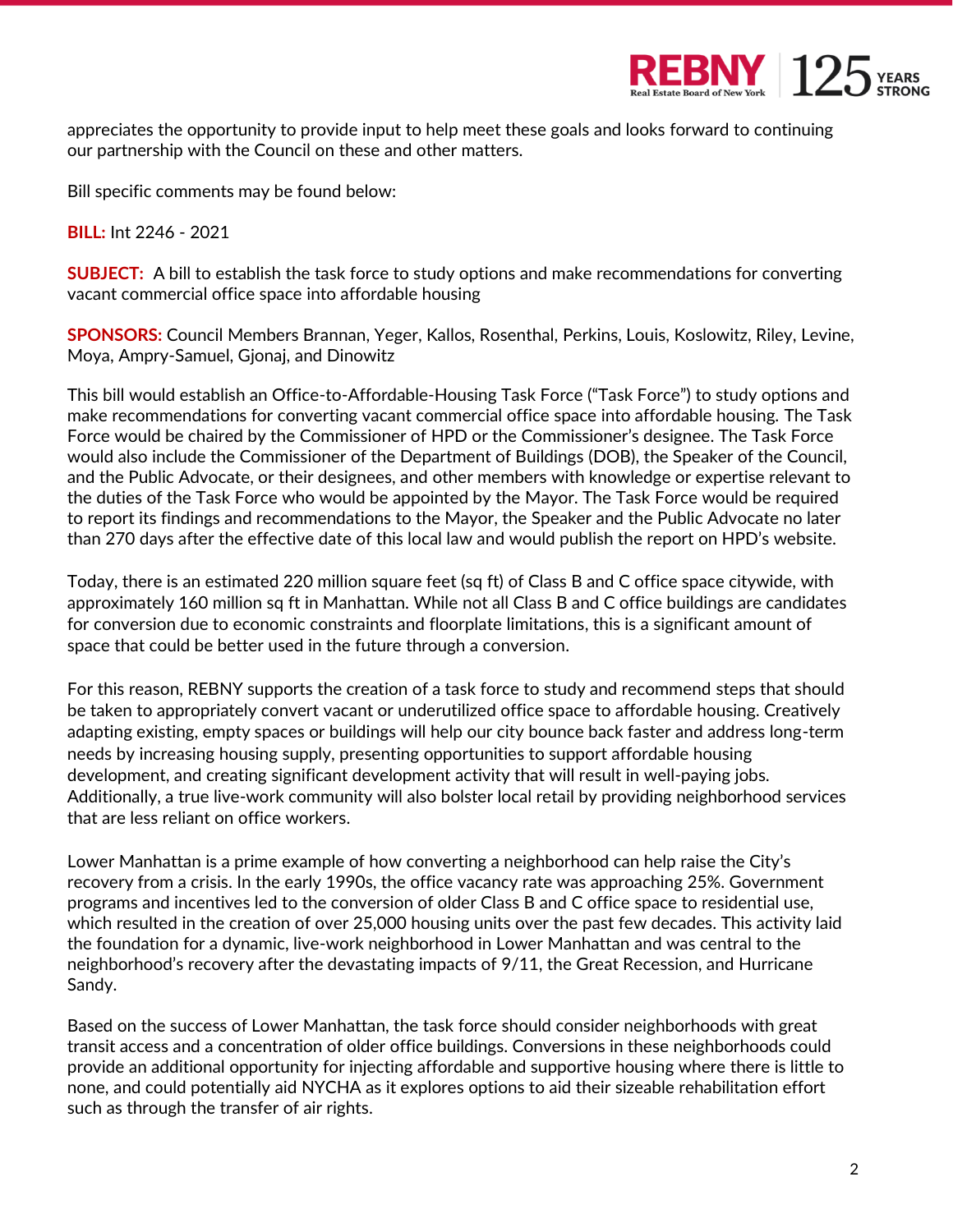appreciates the opportunity to provide input to help meet these goals and looks forward to continuing our partnership with the Council on these and other matters.

Bill specific comments may be found below:

**BILL:** Int 2246 - 2021

**SUBJECT:** A bill to establish the task force to study options and make recommendations for converting vacant commercial office space into affordable housing

**SPONSORS:** Council Members Brannan, Yeger, Kallos, Rosenthal, Perkins, Louis, Koslowitz, Riley, Levine, Moya, Ampry-Samuel, Gjonaj, and Dinowitz

This bill would establish an Office-to-Affordable-Housing Task Force ("Task Force") to study options and make recommendations for converting vacant commercial office space into affordable housing. The Task Force would be chaired by the Commissioner of HPD or the Commissioner's designee. The Task Force would also include the Commissioner of the Department of Buildings (DOB), the Speaker of the Council, and the Public Advocate, or their designees, and other members with knowledge or expertise relevant to the duties of the Task Force who would be appointed by the Mayor. The Task Force would be required to report its findings and recommendations to the Mayor, the Speaker and the Public Advocate no later than 270 days after the effective date of this local law and would publish the report on HPD's website.

Today, there is an estimated 220 million square feet (sq ft) of Class B and C office space citywide, with approximately 160 million sq ft in Manhattan. While not all Class B and C office buildings are candidates for conversion due to economic constraints and floorplate limitations, this is a significant amount of space that could be better used in the future through a conversion.

For this reason, REBNY supports the creation of a task force to study and recommend steps that should be taken to appropriately convert vacant or underutilized office space to affordable housing. Creatively adapting existing, empty spaces or buildings will help our city bounce back faster and address long-term needs by increasing housing supply, presenting opportunities to support affordable housing development, and creating significant development activity that will result in well-paying jobs. Additionally, a true live-work community will also bolster local retail by providing neighborhood services that are less reliant on office workers.

Lower Manhattan is a prime example of how converting a neighborhood can help raise the City's recovery from a crisis. In the early 1990s, the office vacancy rate was approaching 25%. Government programs and incentives led to the conversion of older Class B and C office space to residential use, which resulted in the creation of over 25,000 housing units over the past few decades. This activity laid the foundation for a dynamic, live-work neighborhood in Lower Manhattan and was central to the neighborhood's recovery after the devastating impacts of 9/11, the Great Recession, and Hurricane Sandy.

Based on the success of Lower Manhattan, the task force should consider neighborhoods with great transit access and a concentration of older office buildings. Conversions in these neighborhoods could provide an additional opportunity for injecting affordable and supportive housing where there is little to none, and could potentially aid NYCHA as it explores options to aid their sizeable rehabilitation effort such as through the transfer of air rights.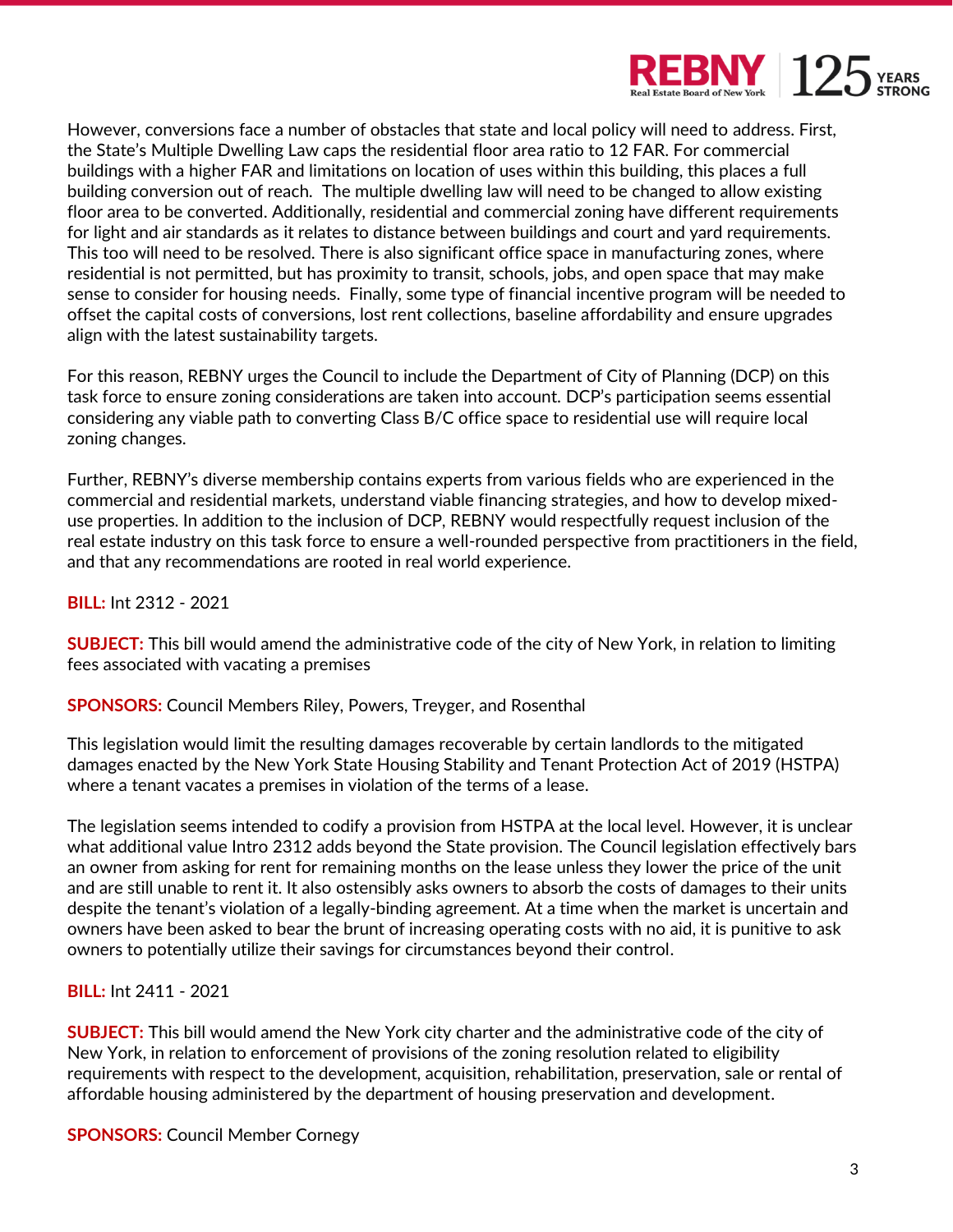However, conversions face a number of obstacles that state and local policy will need to address. First, the State's Multiple Dwelling Law caps the residential floor area ratio to 12 FAR. For commercial buildings with a higher FAR and limitations on location of uses within this building, this places a full building conversion out of reach. The multiple dwelling law will need to be changed to allow existing floor area to be converted. Additionally, residential and commercial zoning have different requirements for light and air standards as it relates to distance between buildings and court and yard requirements. This too will need to be resolved. There is also significant office space in manufacturing zones, where residential is not permitted, but has proximity to transit, schools, jobs, and open space that may make sense to consider for housing needs. Finally, some type of financial incentive program will be needed to offset the capital costs of conversions, lost rent collections, baseline affordability and ensure upgrades align with the latest sustainability targets.

For this reason, REBNY urges the Council to include the Department of City of Planning (DCP) on this task force to ensure zoning considerations are taken into account. DCP's participation seems essential considering any viable path to converting Class B/C office space to residential use will require local zoning changes.

Further, REBNY's diverse membership contains experts from various fields who are experienced in the commercial and residential markets, understand viable financing strategies, and how to develop mixed-use properties. In addition to the inclusion of DCP, REBNY would respectfully request inclusion of the real estate industry on this task force to ensure a well-rounded perspective from practitioners in the field, and that any recommendations are rooted in real world experience.

**BILL:** Int 2312 - 2021

**SUBJECT:** This bill would amend the administrative code of the city of New York, in relation to limiting fees associated with vacating a premises

**SPONSORS:** Council Members Riley, Powers, Treyger, and Rosenthal

This legislation would limit the resulting damages recoverable by certain landlords to the mitigated damages enacted by the New York State Housing Stability and Tenant Protection Act of 2019 (HSTPA) where a tenant vacates a premises in violation of the terms of a lease.

The legislation seems intended to codify a provision from HSTPA at the local level. However, it is unclear what additional value Intro 2312 adds beyond the State provision. The Council legislation effectively bars an owner from asking for rent for remaining months on the lease unless they lower the price of the unit and are still unable to rent it. It also ostensibly asks owners to absorb the costs of damages to their units despite the tenant's violation of a legally-binding agreement. At a time when the market is uncertain and owners have been asked to bear the brunt of increasing operating costs with no aid, it is punitive to ask owners to potentially utilize their savings for circumstances beyond their control.

**BILL:** Int 2411 - 2021

**SUBJECT:** This bill would amend the New York city charter and the administrative code of the city of New York, in relation to enforcement of provisions of the zoning resolution related to eligibility requirements with respect to the development, acquisition, rehabilitation, preservation, sale or rental of affordable housing administered by the department of housing preservation and development.

**SPONSORS:** Council Member Cornegy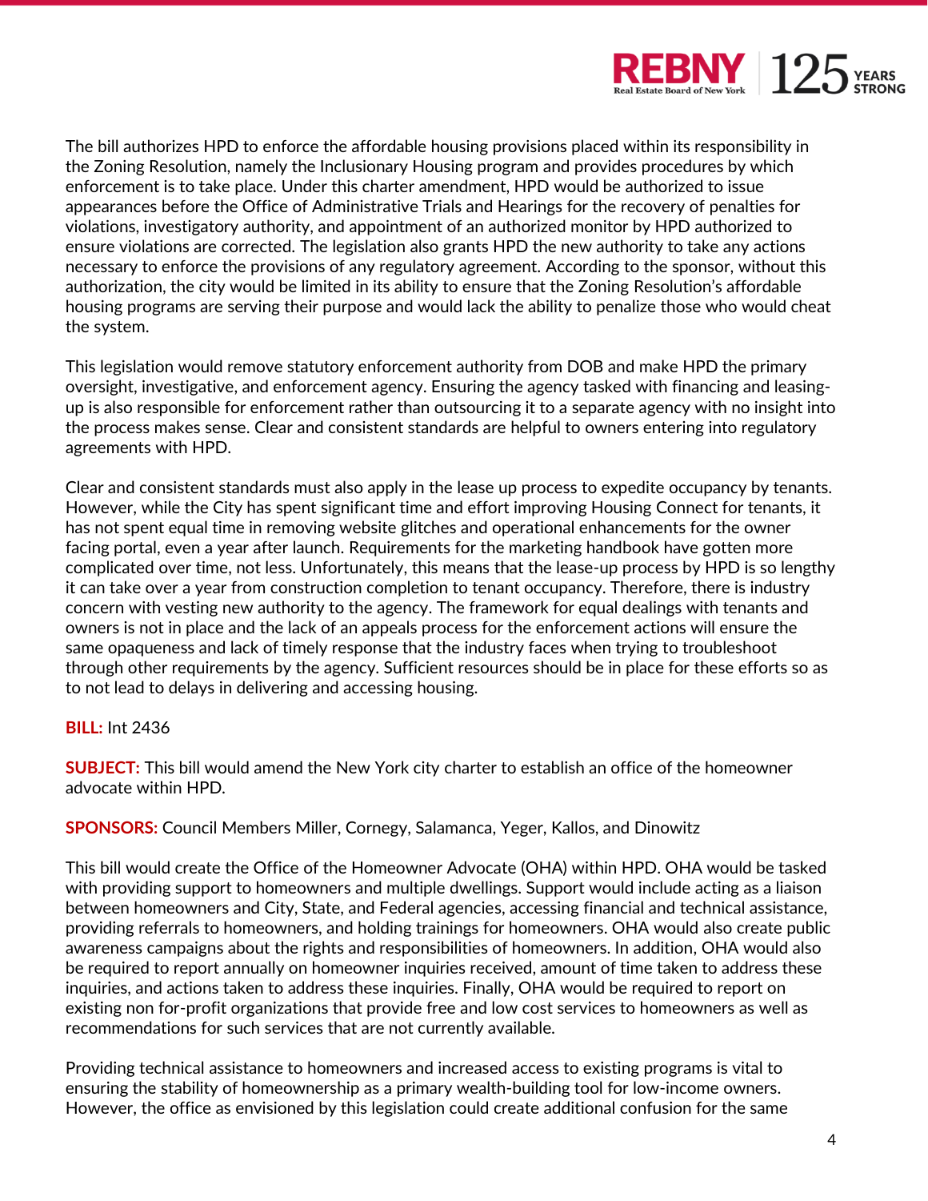The bill authorizes HPD to enforce the affordable housing provisions placed within its responsibility in the Zoning Resolution, namely the Inclusionary Housing program and provides procedures by which enforcement is to take place. Under this charter amendment, HPD would be authorized to issue appearances before the Office of Administrative Trials and Hearings for the recovery of penalties for violations, investigatory authority, and appointment of an authorized monitor by HPD authorized to ensure violations are corrected. The legislation also grants HPD the new authority to take any actions necessary to enforce the provisions of any regulatory agreement. According to the sponsor, without this authorization, the city would be limited in its ability to ensure that the Zoning Resolution's affordable housing programs are serving their purpose and would lack the ability to penalize those who would cheat the system.

This legislation would remove statutory enforcement authority from DOB and make HPD the primary oversight, investigative, and enforcement agency. Ensuring the agency tasked with financing and leasing-up is also responsible for enforcement rather than outsourcing it to a separate agency with no insight into the process makes sense. Clear and consistent standards are helpful to owners entering into regulatory agreements with HPD.

Clear and consistent standards must also apply in the lease up process to expedite occupancy by tenants. However, while the City has spent significant time and effort improving Housing Connect for tenants, it has not spent equal time in removing website glitches and operational enhancements for the owner facing portal, even a year after launch. Requirements for the marketing handbook have gotten more complicated over time, not less. Unfortunately, this means that the lease-up process by HPD is so lengthy it can take over a year from construction completion to tenant occupancy. Therefore, there is industry concern with vesting new authority to the agency. The framework for equal dealings with tenants and owners is not in place and the lack of an appeals process for the enforcement actions will ensure the same opaqueness and lack of timely response that the industry faces when trying to troubleshoot through other requirements by the agency. Sufficient resources should be in place for these efforts so as to not lead to delays in delivering and accessing housing.

**BILL:** Int 2436

**SUBJECT:** This bill would amend the New York city charter to establish an office of the homeowner advocate within HPD.

**SPONSORS:** Council Members Miller, Cornegy, Salamanca, Yeger, Kallos, and Dinowitz

This bill would create the Office of the Homeowner Advocate (OHA) within HPD. OHA would be tasked with providing support to homeowners and multiple dwellings. Support would include acting as a liaison between homeowners and City, State, and Federal agencies, accessing financial and technical assistance, providing referrals to homeowners, and holding trainings for homeowners. OHA would also create public awareness campaigns about the rights and responsibilities of homeowners. In addition, OHA would also be required to report annually on homeowner inquiries received, amount of time taken to address these inquiries, and actions taken to address these inquiries. Finally, OHA would be required to report on existing non for-profit organizations that provide free and low cost services to homeowners as well as recommendations for such services that are not currently available.

Providing technical assistance to homeowners and increased access to existing programs is vital to ensuring the stability of homeownership as a primary wealth-building tool for low-income owners. However, the office as envisioned by this legislation could create additional confusion for the same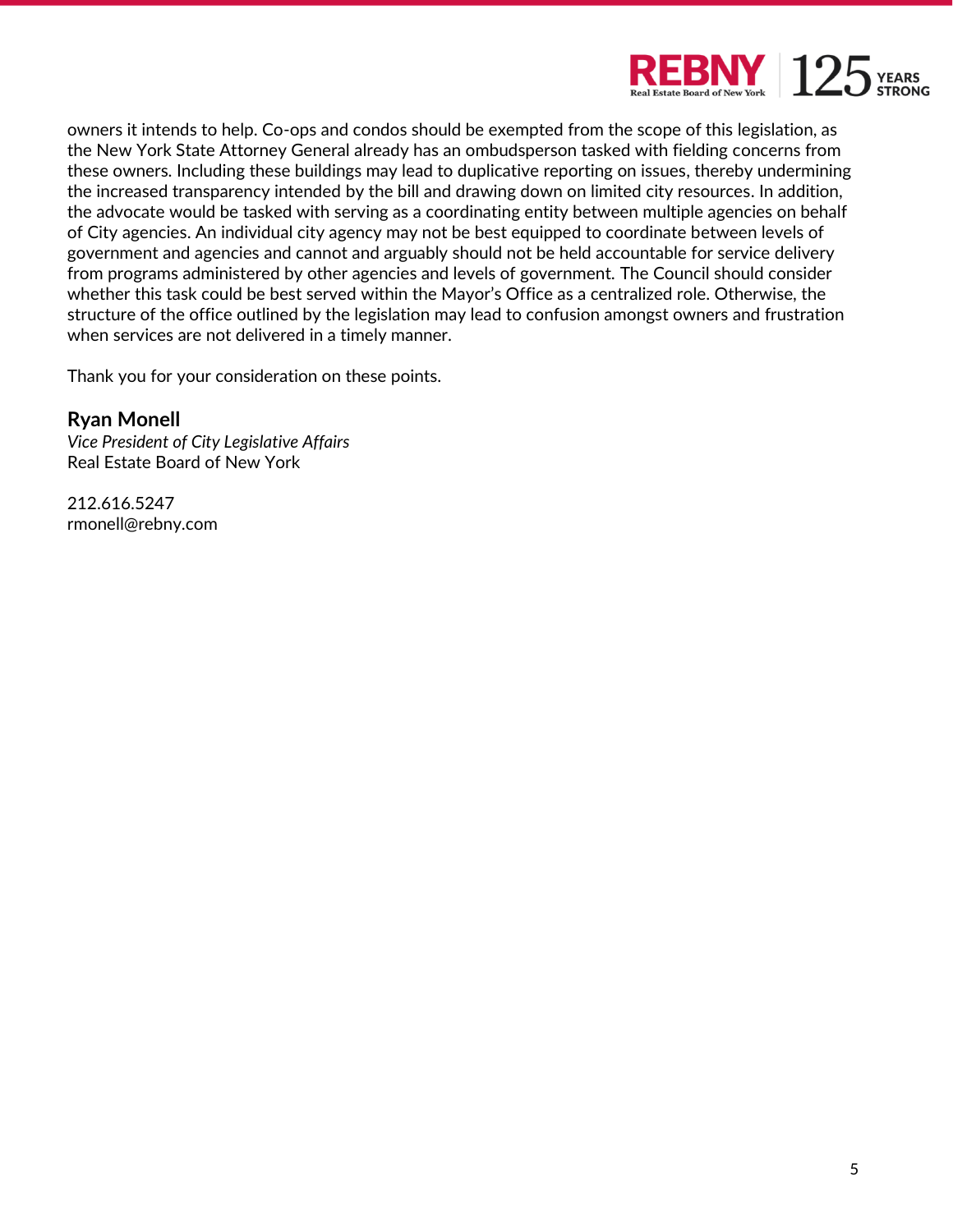owners it intends to help. Co-ops and condos should be exempted from the scope of this legislation, as the New York State Attorney General already has an ombudsperson tasked with fielding concerns from these owners. Including these buildings may lead to duplicative reporting on issues, thereby undermining the increased transparency intended by the bill and drawing down on limited city resources. In addition, the advocate would be tasked with serving as a coordinating entity between multiple agencies on behalf of City agencies. An individual city agency may not be best equipped to coordinate between levels of government and agencies and cannot and arguably should not be held accountable for service delivery from programs administered by other agencies and levels of government. The Council should consider whether this task could be best served within the Mayor's Office as a centralized role. Otherwise, the structure of the office outlined by the legislation may lead to confusion amongst owners and frustration when services are not delivered in a timely manner.

Thank you for your consideration on these points.

**Ryan Monell**
*Vice President of City Legislative Affairs*
Real Estate Board of New York

212.616.5247
rmonell@rebny.com